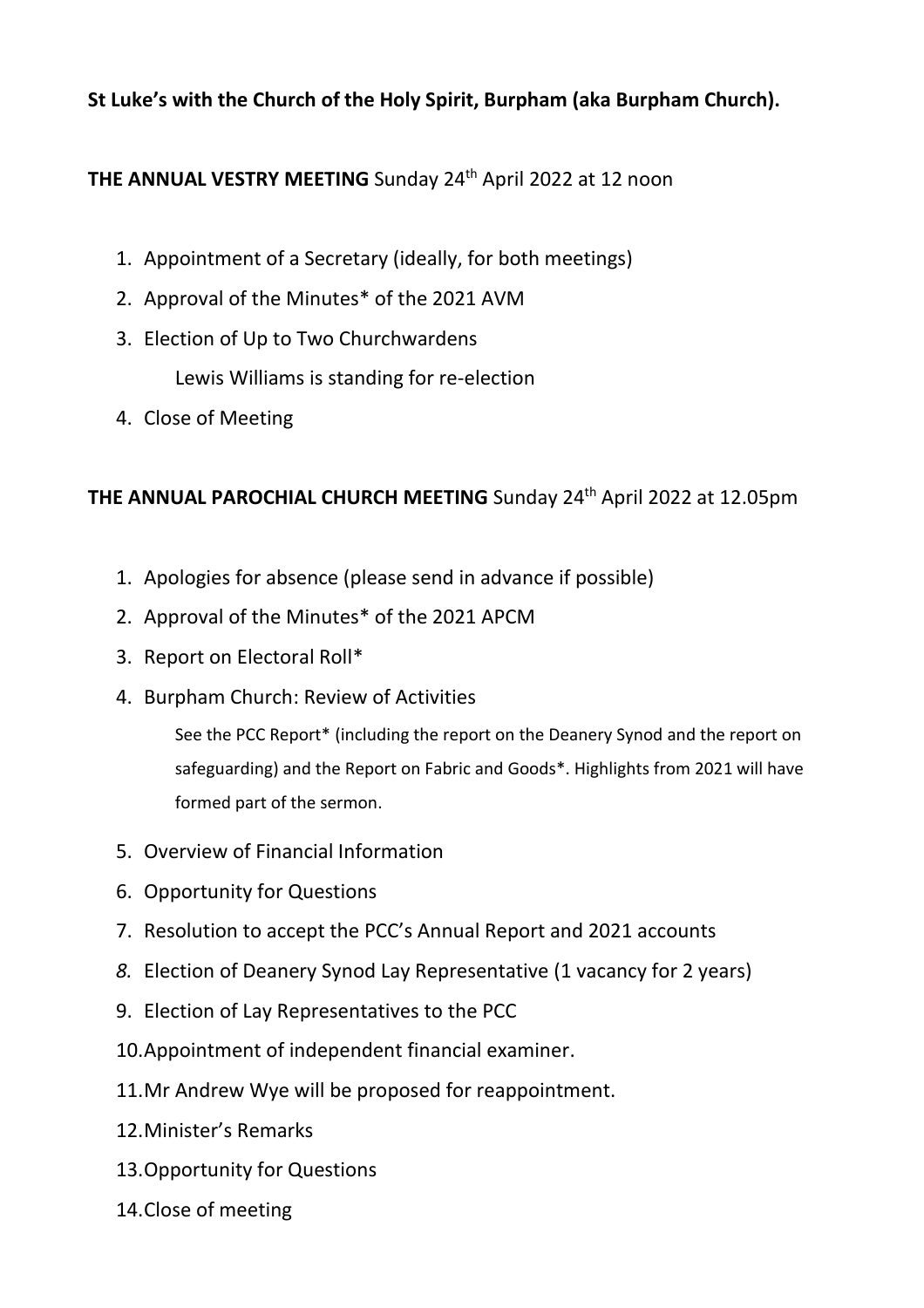**St Luke's with the Church of the Holy Spirit, Burpham (aka Burpham Church).**

**THE ANNUAL VESTRY MEETING** Sunday 24th April 2022 at 12 noon

1. Appointment of a Secretary (ideally, for both meetings)
2. Approval of the Minutes* of the 2021 AVM
3. Election of Up to Two Churchwardens

   Lewis Williams is standing for re-election
4. Close of Meeting

**THE ANNUAL PAROCHIAL CHURCH MEETING** Sunday 24th April 2022 at 12.05pm

1. Apologies for absence (please send in advance if possible)
2. Approval of the Minutes* of the 2021 APCM
3. Report on Electoral Roll*
4. Burpham Church: Review of Activities

   See the PCC Report* (including the report on the Deanery Synod and the report on safeguarding) and the Report on Fabric and Goods*. Highlights from 2021 will have formed part of the sermon.
5. Overview of Financial Information
6. Opportunity for Questions
7. Resolution to accept the PCC's Annual Report and 2021 accounts
8. Election of Deanery Synod Lay Representative (1 vacancy for 2 years)
9. Election of Lay Representatives to the PCC
10. Appointment of independent financial examiner.
11. Mr Andrew Wye will be proposed for reappointment.
12. Minister's Remarks
13. Opportunity for Questions
14. Close of meeting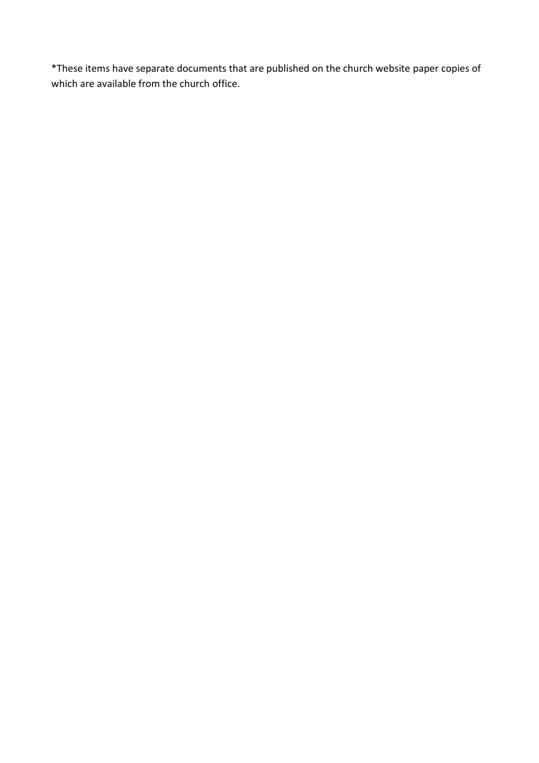*These items have separate documents that are published on the church website paper copies of which are available from the church office.